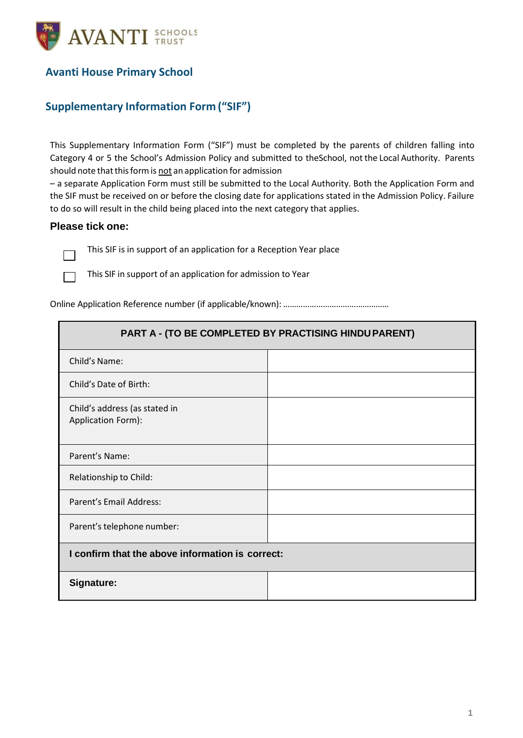AVANTI SCHOOLS TRUST

## Avanti House Primary School

## Supplementary Information Form ("SIF")

This Supplementary Information Form ("SIF") must be completed by the parents of children falling into Category 4 or 5 the School's Admission Policy and submitted to theSchool, not the Local Authority. Parents should note that this form is <u>not</u> an application for admission

– a separate Application Form must still be submitted to the Local Authority. Both the Application Form and the SIF must be received on or before the closing date for applications stated in the Admission Policy. Failure to do so will result in the child being placed into the next category that applies.

### Please tick one:

☐ This SIF is in support of an application for a Reception Year place

☐ This SIF in support of an application for admission to Year

Online Application Reference number (if applicable/known): …………………………………………

| PART A - (TO BE COMPLETED BY PRACTISING HINDU PARENT) | |
|---|---|
| Child's Name: | |
| Child's Date of Birth: | |
| Child's address (as stated in Application Form): | |
| Parent's Name: | |
| Relationship to Child: | |
| Parent's Email Address: | |
| Parent's telephone number: | |
| **I confirm that the above information is correct:** | |
| **Signature:** | |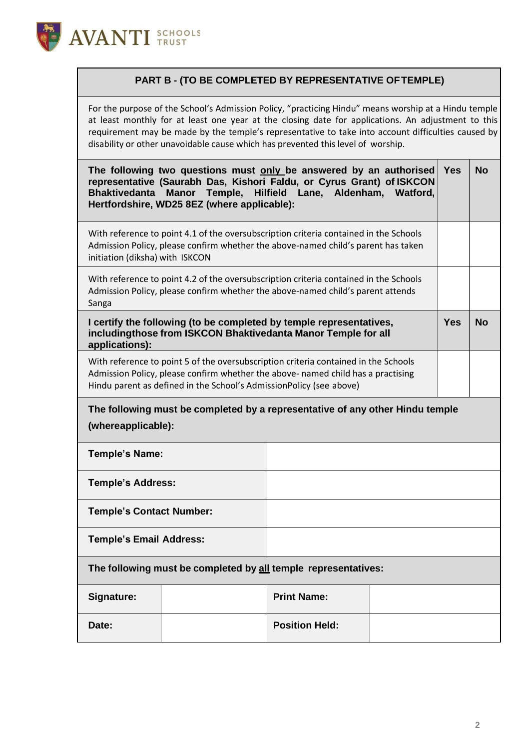## PART B - (TO BE COMPLETED BY REPRESENTATIVE OF TEMPLE)

For the purpose of the School's Admission Policy, "practicing Hindu" means worship at a Hindu temple at least monthly for at least one year at the closing date for applications. An adjustment to this requirement may be made by the temple's representative to take into account difficulties caused by disability or other unavoidable cause which has prevented this level of worship.

| **The following two questions must only be answered by an authorised representative (Saurabh Das, Kishori Faldu, or Cyrus Grant) of ISKCON Bhaktivedanta Manor Temple, Hilfield Lane, Aldenham, Watford, Hertfordshire, WD25 8EZ (where applicable):** | **Yes** | **No** |
|---|---|---|
| With reference to point 4.1 of the oversubscription criteria contained in the Schools Admission Policy, please confirm whether the above-named child's parent has taken initiation (diksha) with ISKCON | | |
| With reference to point 4.2 of the oversubscription criteria contained in the Schools Admission Policy, please confirm whether the above-named child's parent attends Sanga | | |
| **I certify the following (to be completed by temple representatives, includingthose from ISKCON Bhaktivedanta Manor Temple for all applications):** | **Yes** | **No** |
| With reference to point 5 of the oversubscription criteria contained in the Schools Admission Policy, please confirm whether the above- named child has a practising Hindu parent as defined in the School's AdmissionPolicy (see above) | | |

**The following must be completed by a representative of any other Hindu temple (whereapplicable):**

| | |
|---|---|
| **Temple's Name:** | |
| **Temple's Address:** | |
| **Temple's Contact Number:** | |
| **Temple's Email Address:** | |

**The following must be completed by all temple representatives:**

| | | | |
|---|---|---|---|
| **Signature:** | | **Print Name:** | |
| **Date:** | | **Position Held:** | |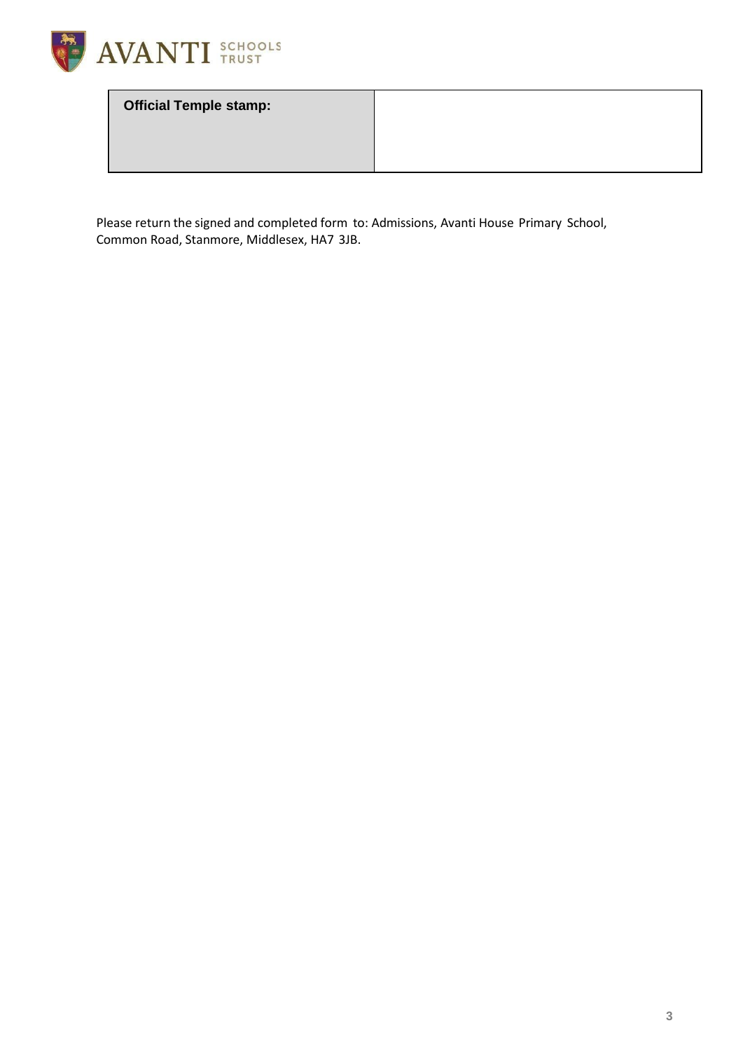| | |
|---|---|
| **Official Temple stamp:** | |

Please return the signed and completed form to: Admissions, Avanti House Primary School, Common Road, Stanmore, Middlesex, HA7 3JB.